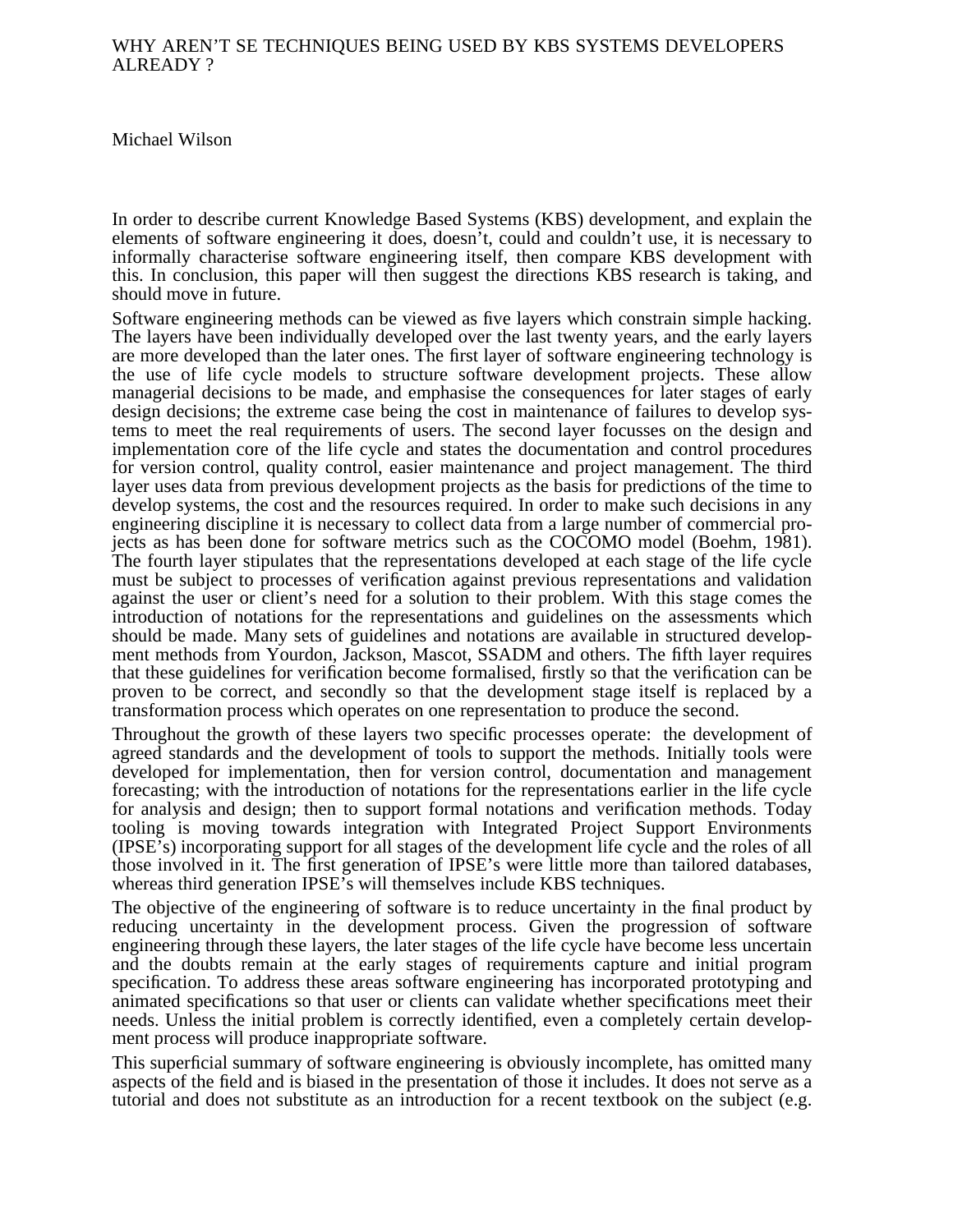# WHY AREN'T SE TECHNIQUES BEING USED BY KBS SYSTEMS DEVELOPERS ALREADY ?

Michael Wilson

In order to describe current Knowledge Based Systems (KBS) development, and explain the elements of software engineering it does, doesn't, could and couldn't use, it is necessary to informally characterise software engineering itself, then compare KBS development with this. In conclusion, this paper will then suggest the directions KBS research is taking, and should move in future.

Software engineering methods can be viewed as five layers which constrain simple hacking. The layers have been individually developed over the last twenty years, and the early layers are more developed than the later ones. The first layer of software engineering technology is the use of life cycle models to structure software development projects. These allow managerial decisions to be made, and emphasise the consequences for later stages of early design decisions; the extreme case being the cost in maintenance of failures to develop systems to meet the real requirements of users. The second layer focusses on the design and implementation core of the life cycle and states the documentation and control procedures for version control, quality control, easier maintenance and project management. The third layer uses data from previous development projects as the basis for predictions of the time to develop systems, the cost and the resources required. In order to make such decisions in any engineering discipline it is necessary to collect data from a large number of commercial projects as has been done for software metrics such as the COCOMO model (Boehm, 1981). The fourth layer stipulates that the representations developed at each stage of the life cycle must be subject to processes of verification against previous representations and validation against the user or client's need for a solution to their problem. With this stage comes the introduction of notations for the representations and guidelines on the assessments which should be made. Many sets of guidelines and notations are available in structured development methods from Yourdon, Jackson, Mascot, SSADM and others. The fifth layer requires that these guidelines for verification become formalised, firstly so that the verification can be proven to be correct, and secondly so that the development stage itself is replaced by a transformation process which operates on one representation to produce the second.

Throughout the growth of these layers two specific processes operate: the development of agreed standards and the development of tools to support the methods. Initially tools were developed for implementation, then for version control, documentation and management forecasting; with the introduction of notations for the representations earlier in the life cycle for analysis and design; then to support formal notations and verification methods. Today tooling is moving towards integration with Integrated Project Support Environments (IPSE's) incorporating support for all stages of the development life cycle and the roles of all those involved in it. The first generation of IPSE's were little more than tailored databases, whereas third generation IPSE's will themselves include KBS techniques.

The objective of the engineering of software is to reduce uncertainty in the final product by reducing uncertainty in the development process. Given the progression of software engineering through these layers, the later stages of the life cycle have become less uncertain and the doubts remain at the early stages of requirements capture and initial program specification. To address these areas software engineering has incorporated prototyping and animated specifications so that user or clients can validate whether specifications meet their needs. Unless the initial problem is correctly identified, even a completely certain development process will produce inappropriate software.

This superficial summary of software engineering is obviously incomplete, has omitted many aspects of the field and is biased in the presentation of those it includes. It does not serve as a tutorial and does not substitute as an introduction for a recent textbook on the subject (e.g.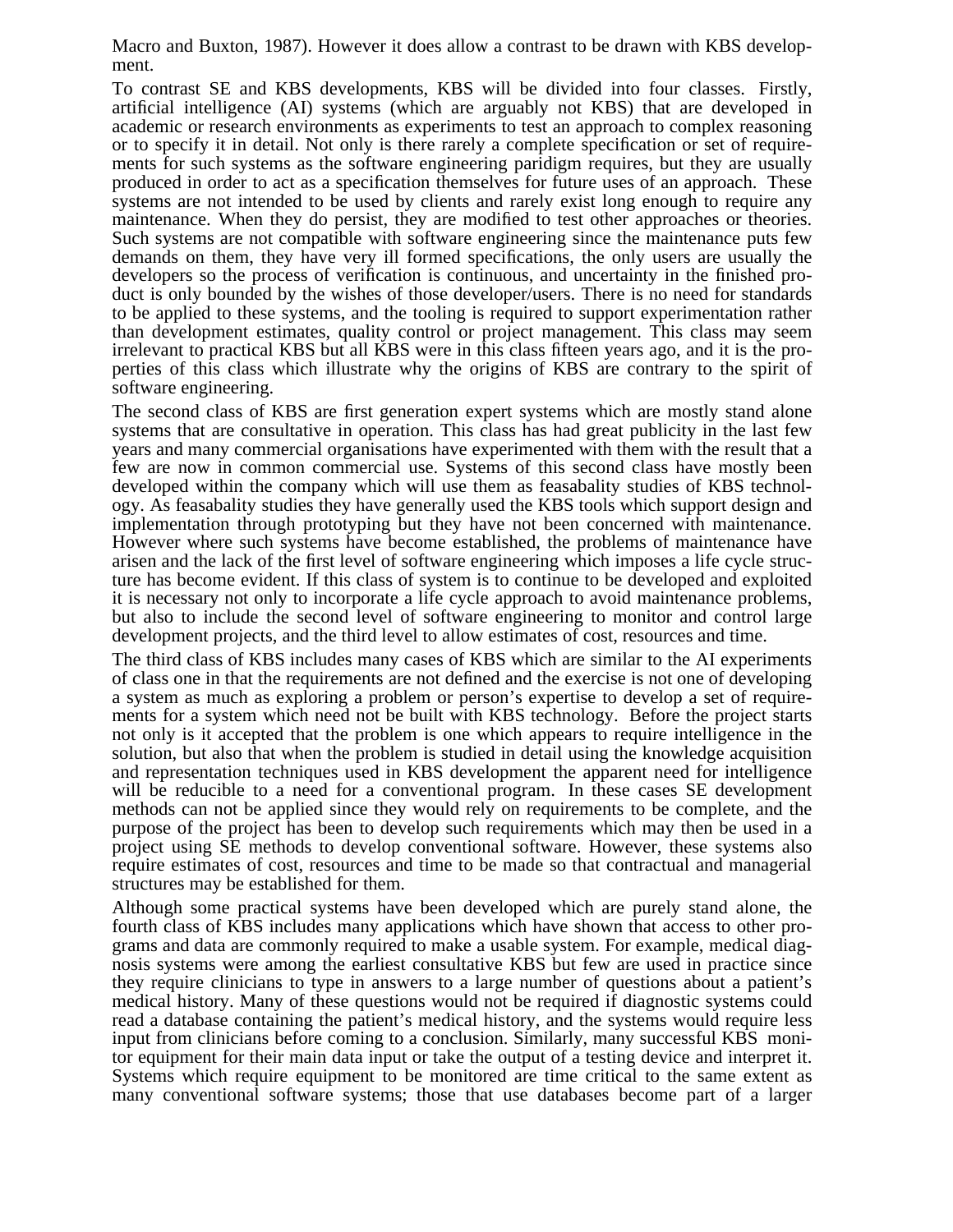Macro and Buxton, 1987). However it does allow a contrast to be drawn with KBS development.

To contrast SE and KBS developments, KBS will be divided into four classes. Firstly, artificial intelligence (AI) systems (which are arguably not KBS) that are developed in academic or research environments as experiments to test an approach to complex reasoning or to specify it in detail. Not only is there rarely a complete specification or set of requirements for such systems as the software engineering paridigm requires, but they are usually produced in order to act as a specification themselves for future uses of an approach. These systems are not intended to be used by clients and rarely exist long enough to require any maintenance. When they do persist, they are modified to test other approaches or theories. Such systems are not compatible with software engineering since the maintenance puts few demands on them, they have very ill formed specifications, the only users are usually the developers so the process of verification is continuous, and uncertainty in the finished product is only bounded by the wishes of those developer/users. There is no need for standards to be applied to these systems, and the tooling is required to support experimentation rather than development estimates, quality control or project management. This class may seem irrelevant to practical KBS but all KBS were in this class fifteen years ago, and it is the properties of this class which illustrate why the origins of KBS are contrary to the spirit of software engineering.

The second class of KBS are first generation expert systems which are mostly stand alone systems that are consultative in operation. This class has had great publicity in the last few years and many commercial organisations have experimented with them with the result that a few are now in common commercial use. Systems of this second class have mostly been developed within the company which will use them as feasability studies of KBS technology. As feasability studies they have generally used the KBS tools which support design and implementation through prototyping but they have not been concerned with maintenance. However where such systems have become established, the problems of maintenance have arisen and the lack of the first level of software engineering which imposes a life cycle structure has become evident. If this class of system is to continue to be developed and exploited it is necessary not only to incorporate a life cycle approach to avoid maintenance problems, but also to include the second level of software engineering to monitor and control large development projects, and the third level to allow estimates of cost, resources and time.

The third class of KBS includes many cases of KBS which are similar to the AI experiments of class one in that the requirements are not defined and the exercise is not one of developing a system as much as exploring a problem or person's expertise to develop a set of requirements for a system which need not be built with KBS technology. Before the project starts not only is it accepted that the problem is one which appears to require intelligence in the solution, but also that when the problem is studied in detail using the knowledge acquisition and representation techniques used in KBS development the apparent need for intelligence will be reducible to a need for a conventional program. In these cases SE development methods can not be applied since they would rely on requirements to be complete, and the purpose of the project has been to develop such requirements which may then be used in a project using SE methods to develop conventional software. However, these systems also require estimates of cost, resources and time to be made so that contractual and managerial structures may be established for them.

Although some practical systems have been developed which are purely stand alone, the fourth class of KBS includes many applications which have shown that access to other programs and data are commonly required to make a usable system. For example, medical diagnosis systems were among the earliest consultative KBS but few are used in practice since they require clinicians to type in answers to a large number of questions about a patient's medical history. Many of these questions would not be required if diagnostic systems could read a database containing the patient's medical history, and the systems would require less input from clinicians before coming to a conclusion. Similarly, many successful KBS monitor equipment for their main data input or take the output of a testing device and interpret it. Systems which require equipment to be monitored are time critical to the same extent as many conventional software systems; those that use databases become part of a larger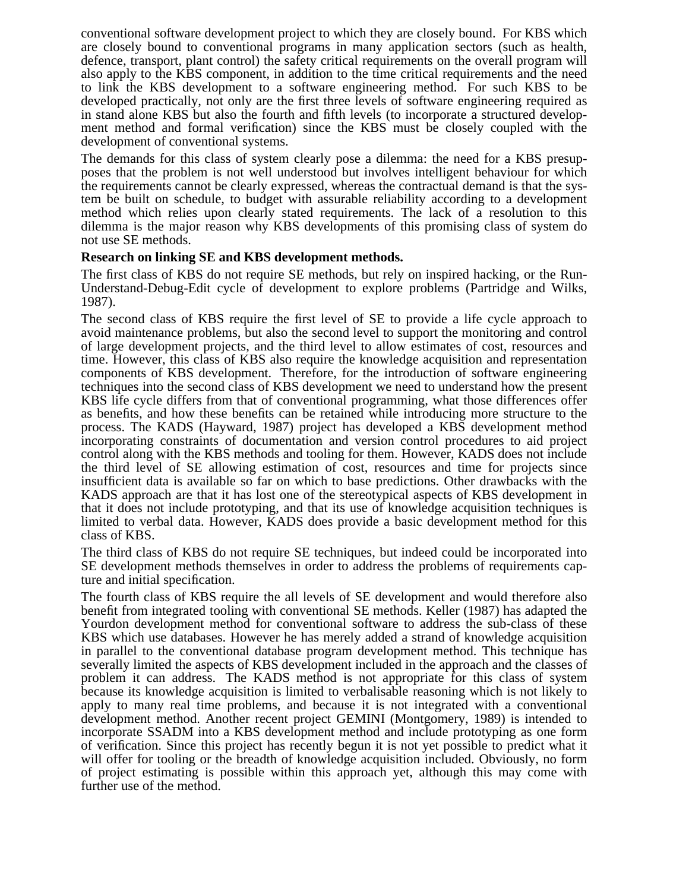conventional software development project to which they are closely bound. For KBS which are closely bound to conventional programs in many application sectors (such as health, defence, transport, plant control) the safety critical requirements on the overall program will also apply to the KBS component, in addition to the time critical requirements and the need to link the KBS development to a software engineering method. For such KBS to be developed practically, not only are the first three levels of software engineering required as in stand alone KBS but also the fourth and fifth levels (to incorporate a structured development method and formal verification) since the KBS must be closely coupled with the development of conventional systems.

The demands for this class of system clearly pose a dilemma: the need for a KBS presupposes that the problem is not well understood but involves intelligent behaviour for which the requirements cannot be clearly expressed, whereas the contractual demand is that the system be built on schedule, to budget with assurable reliability according to a development method which relies upon clearly stated requirements. The lack of a resolution to this dilemma is the major reason why KBS developments of this promising class of system do not use SE methods.

**Research on linking SE and KBS development methods.**

The first class of KBS do not require SE methods, but rely on inspired hacking, or the Run-Understand-Debug-Edit cycle of development to explore problems (Partridge and Wilks, 1987).

The second class of KBS require the first level of SE to provide a life cycle approach to avoid maintenance problems, but also the second level to support the monitoring and control of large development projects, and the third level to allow estimates of cost, resources and time. However, this class of KBS also require the knowledge acquisition and representation components of KBS development. Therefore, for the introduction of software engineering techniques into the second class of KBS development we need to understand how the present KBS life cycle differs from that of conventional programming, what those differences offer as benefits, and how these benefits can be retained while introducing more structure to the process. The KADS (Hayward, 1987) project has developed a KBS development method incorporating constraints of documentation and version control procedures to aid project control along with the KBS methods and tooling for them. However, KADS does not include the third level of SE allowing estimation of cost, resources and time for projects since insufficient data is available so far on which to base predictions. Other drawbacks with the KADS approach are that it has lost one of the stereotypical aspects of KBS development in that it does not include prototyping, and that its use of knowledge acquisition techniques is limited to verbal data. However, KADS does provide a basic development method for this class of KBS.

The third class of KBS do not require SE techniques, but indeed could be incorporated into SE development methods themselves in order to address the problems of requirements capture and initial specification.

The fourth class of KBS require the all levels of SE development and would therefore also benefit from integrated tooling with conventional SE methods. Keller (1987) has adapted the Yourdon development method for conventional software to address the sub-class of these KBS which use databases. However he has merely added a strand of knowledge acquisition in parallel to the conventional database program development method. This technique has severally limited the aspects of KBS development included in the approach and the classes of problem it can address. The KADS method is not appropriate for this class of system because its knowledge acquisition is limited to verbalisable reasoning which is not likely to apply to many real time problems, and because it is not integrated with a conventional development method. Another recent project GEMINI (Montgomery, 1989) is intended to incorporate SSADM into a KBS development method and include prototyping as one form of verification. Since this project has recently begun it is not yet possible to predict what it will offer for tooling or the breadth of knowledge acquisition included. Obviously, no form of project estimating is possible within this approach yet, although this may come with further use of the method.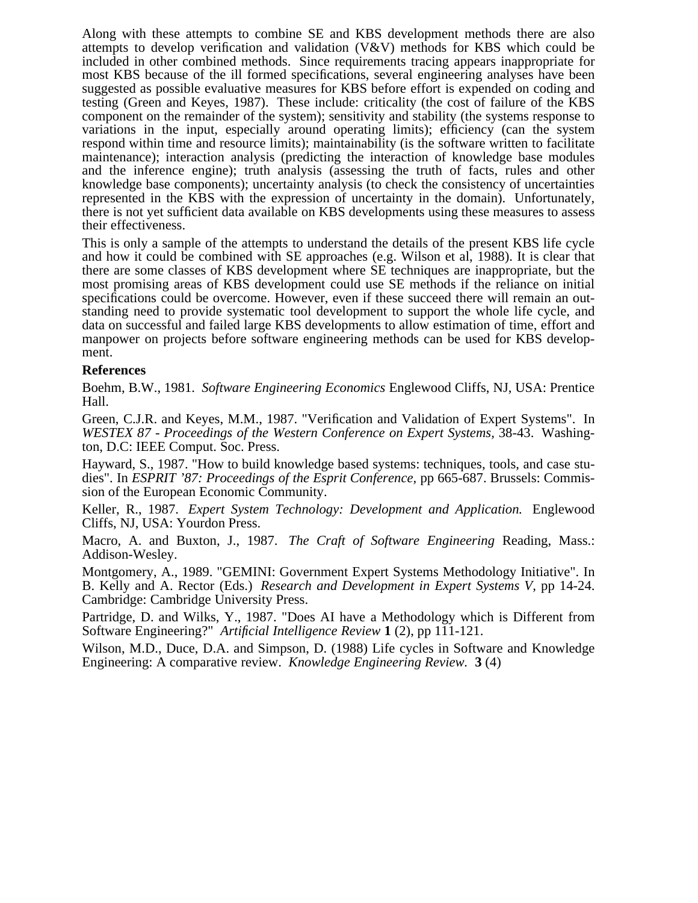Along with these attempts to combine SE and KBS development methods there are also attempts to develop verification and validation (V&V) methods for KBS which could be included in other combined methods. Since requirements tracing appears inappropriate for most KBS because of the ill formed specifications, several engineering analyses have been suggested as possible evaluative measures for KBS before effort is expended on coding and testing (Green and Keyes, 1987). These include: criticality (the cost of failure of the KBS component on the remainder of the system); sensitivity and stability (the systems response to variations in the input, especially around operating limits); efficiency (can the system respond within time and resource limits); maintainability (is the software written to facilitate maintenance); interaction analysis (predicting the interaction of knowledge base modules and the inference engine); truth analysis (assessing the truth of facts, rules and other knowledge base components); uncertainty analysis (to check the consistency of uncertainties represented in the KBS with the expression of uncertainty in the domain). Unfortunately, there is not yet sufficient data available on KBS developments using these measures to assess their effectiveness.

This is only a sample of the attempts to understand the details of the present KBS life cycle and how it could be combined with SE approaches (e.g. Wilson et al, 1988). It is clear that there are some classes of KBS development where SE techniques are inappropriate, but the most promising areas of KBS development could use SE methods if the reliance on initial specifications could be overcome. However, even if these succeed there will remain an outstanding need to provide systematic tool development to support the whole life cycle, and data on successful and failed large KBS developments to allow estimation of time, effort and manpower on projects before software engineering methods can be used for KBS development.

**References**

Boehm, B.W., 1981. *Software Engineering Economics* Englewood Cliffs, NJ, USA: Prentice Hall.

Green, C.J.R. and Keyes, M.M., 1987. "Verification and Validation of Expert Systems". In *WESTEX 87 - Proceedings of the Western Conference on Expert Systems*, 38-43. Washington, D.C: IEEE Comput. Soc. Press.

Hayward, S., 1987. "How to build knowledge based systems: techniques, tools, and case studies". In *ESPRIT '87: Proceedings of the Esprit Conference*, pp 665-687. Brussels: Commission of the European Economic Community.

Keller, R., 1987. *Expert System Technology: Development and Application.* Englewood Cliffs, NJ, USA: Yourdon Press.

Macro, A. and Buxton, J., 1987. *The Craft of Software Engineering* Reading, Mass.: Addison-Wesley.

Montgomery, A., 1989. "GEMINI: Government Expert Systems Methodology Initiative". In B. Kelly and A. Rector (Eds.) *Research and Development in Expert Systems V*, pp 14-24. Cambridge: Cambridge University Press.

Partridge, D. and Wilks, Y., 1987. "Does AI have a Methodology which is Different from Software Engineering?" *Artificial Intelligence Review* **1** (2), pp 111-121.

Wilson, M.D., Duce, D.A. and Simpson, D. (1988) Life cycles in Software and Knowledge Engineering: A comparative review. *Knowledge Engineering Review.* **3** (4)